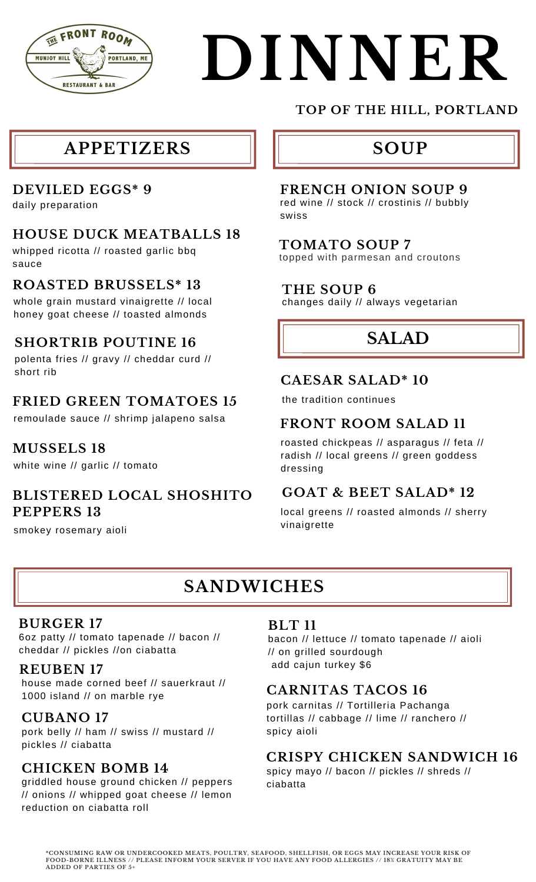THE FRONT ROOM
MUNJOY HILL · PORTLAND, ME
RESTAURANT & BAR

# DINNER

**TOP OF THE HILL, PORTLAND**

## APPETIZERS

### DEVILED EGGS* 9
daily preparation

### HOUSE DUCK MEATBALLS 18
whipped ricotta // roasted garlic bbq sauce

### ROASTED BRUSSELS* 13
whole grain mustard vinaigrette // local honey goat cheese // toasted almonds

### SHORTRIB POUTINE 16
polenta fries // gravy // cheddar curd // short rib

### FRIED GREEN TOMATOES 15
remoulade sauce // shrimp jalapeno salsa

### MUSSELS 18
white wine // garlic // tomato

### BLISTERED LOCAL SHOSHITO PEPPERS 13
smokey rosemary aioli

## SOUP

### FRENCH ONION SOUP 9
red wine // stock // crostinis // bubbly swiss

### TOMATO SOUP 7
topped with parmesan and croutons

### THE SOUP 6
changes daily // always vegetarian

## SALAD

### CAESAR SALAD* 10
the tradition continues

### FRONT ROOM SALAD 11
roasted chickpeas // asparagus // feta // radish // local greens // green goddess dressing

### GOAT & BEET SALAD* 12
local greens // roasted almonds // sherry vinaigrette

## SANDWICHES

### BURGER 17
6oz patty // tomato tapenade // bacon // cheddar // pickles //on ciabatta

### REUBEN 17
house made corned beef // sauerkraut // 1000 island // on marble rye

### CUBANO 17
pork belly // ham // swiss // mustard // pickles // ciabatta

### CHICKEN BOMB 14
griddled house ground chicken // peppers // onions // whipped goat cheese // lemon reduction on ciabatta roll

### BLT 11
bacon // lettuce // tomato tapenade // aioli // on grilled sourdough
add cajun turkey $6

### CARNITAS TACOS 16
pork carnitas // Tortilleria Pachanga tortillas // cabbage // lime // ranchero // spicy aioli

### CRISPY CHICKEN SANDWICH 16
spicy mayo // bacon // pickles // shreds // ciabatta

*CONSUMING RAW OR UNDERCOOKED MEATS, POULTRY, SEAFOOD, SHELLFISH, OR EGGS MAY INCREASE YOUR RISK OF FOOD-BORNE ILLNESS // PLEASE INFORM YOUR SERVER IF YOU HAVE ANY FOOD ALLERGIES // 18% GRATUITY MAY BE ADDED OF PARTIES OF 5+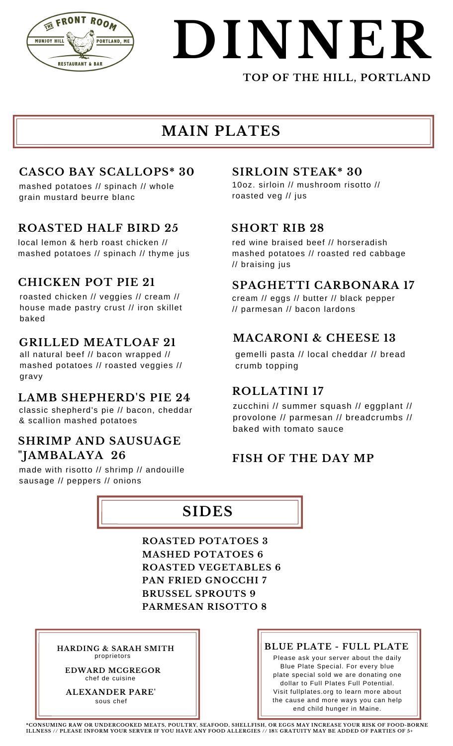THE FRONT ROOM
MUNJOY HILL · PORTLAND, ME
RESTAURANT & BAR

# DINNER

**TOP OF THE HILL, PORTLAND**

## MAIN PLATES

### CASCO BAY SCALLOPS* 30
mashed potatoes // spinach // whole grain mustard beurre blanc

### ROASTED HALF BIRD 25
local lemon & herb roast chicken // mashed potatoes // spinach // thyme jus

### CHICKEN POT PIE 21
roasted chicken // veggies // cream // house made pastry crust // iron skillet baked

### GRILLED MEATLOAF 21
all natural beef // bacon wrapped // mashed potatoes // roasted veggies // gravy

### LAMB SHEPHERD'S PIE 24
classic shepherd's pie // bacon, cheddar & scallion mashed potatoes

### SHRIMP AND SAUSUAGE "JAMBALAYA 26
made with risotto // shrimp // andouille sausage // peppers // onions

### SIRLOIN STEAK* 30
10oz. sirloin // mushroom risotto // roasted veg // jus

### SHORT RIB 28
red wine braised beef // horseradish mashed potatoes // roasted red cabbage // braising jus

### SPAGHETTI CARBONARA 17
cream // eggs // butter // black pepper // parmesan // bacon lardons

### MACARONI & CHEESE 13
gemelli pasta // local cheddar // bread crumb topping

### ROLLATINI 17
zucchini // summer squash // eggplant // provolone // parmesan // breadcrumbs // baked with tomato sauce

### FISH OF THE DAY MP

## SIDES

**ROASTED POTATOES 3**
**MASHED POTATOES 6**
**ROASTED VEGETABLES 6**
**PAN FRIED GNOCCHI 7**
**BRUSSEL SPROUTS 9**
**PARMESAN RISOTTO 8**

**HARDING & SARAH SMITH**
proprietors

**EDWARD MCGREGOR**
chef de cuisine

**ALEXANDER PARE'**
sous chef

**BLUE PLATE - FULL PLATE**

Please ask your server about the daily Blue Plate Special. For every blue plate special sold we are donating one dollar to Full Plates Full Potential. Visit fullplates.org to learn more about the cause and more ways you can help end child hunger in Maine.

**\*CONSUMING RAW OR UNDERCOOKED MEATS, POULTRY, SEAFOOD, SHELLFISH, OR EGGS MAY INCREASE YOUR RISK OF FOOD-BORNE ILLNESS // PLEASE INFORM YOUR SERVER IF YOU HAVE ANY FOOD ALLERGIES // 18% GRATUITY MAY BE ADDED OF PARTIES OF 5+**